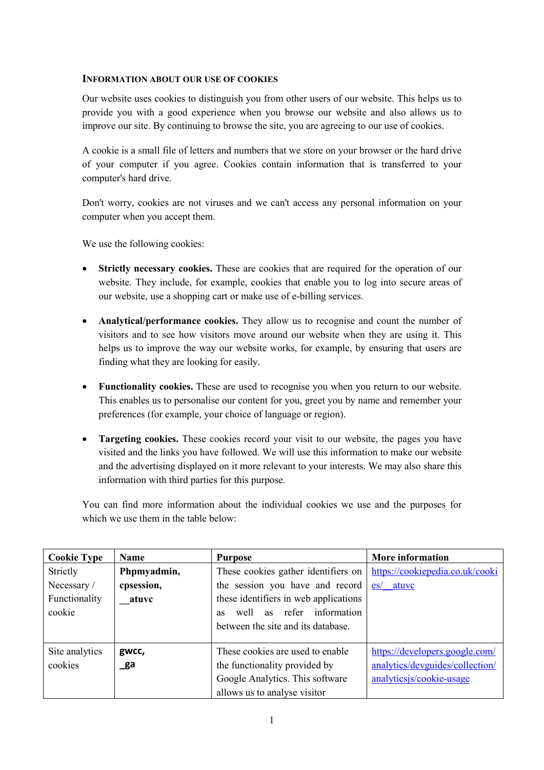## INFORMATION ABOUT OUR USE OF COOKIES

Our website uses cookies to distinguish you from other users of our website. This helps us to provide you with a good experience when you browse our website and also allows us to improve our site. By continuing to browse the site, you are agreeing to our use of cookies.

A cookie is a small file of letters and numbers that we store on your browser or the hard drive of your computer if you agree. Cookies contain information that is transferred to your computer's hard drive.

Don't worry, cookies are not viruses and we can't access any personal information on your computer when you accept them.

We use the following cookies:

- **Strictly necessary cookies.** These are cookies that are required for the operation of our website. They include, for example, cookies that enable you to log into secure areas of our website, use a shopping cart or make use of e-billing services.

- **Analytical/performance cookies.** They allow us to recognise and count the number of visitors and to see how visitors move around our website when they are using it. This helps us to improve the way our website works, for example, by ensuring that users are finding what they are looking for easily.

- **Functionality cookies.** These are used to recognise you when you return to our website. This enables us to personalise our content for you, greet you by name and remember your preferences (for example, your choice of language or region).

- **Targeting cookies.** These cookies record your visit to our website, the pages you have visited and the links you have followed. We will use this information to make our website and the advertising displayed on it more relevant to your interests. We may also share this information with third parties for this purpose.

You can find more information about the individual cookies we use and the purposes for which we use them in the table below:

| Cookie Type | Name | Purpose | More information |
|---|---|---|---|
| Strictly Necessary / Functionality cookie | **Phpmyadmin, cpsession, __atuvc** | These cookies gather identifiers on the session you have and record these identifiers in web applications as well as refer information between the site and its database. | https://cookiepedia.co.uk/cookies/__atuvc |
| Site analytics cookies | **gwcc, _ga** | These cookies are used to enable the functionality provided by Google Analytics. This software allows us to analyse visitor | https://developers.google.com/analytics/devguides/collection/analyticsjs/cookie-usage |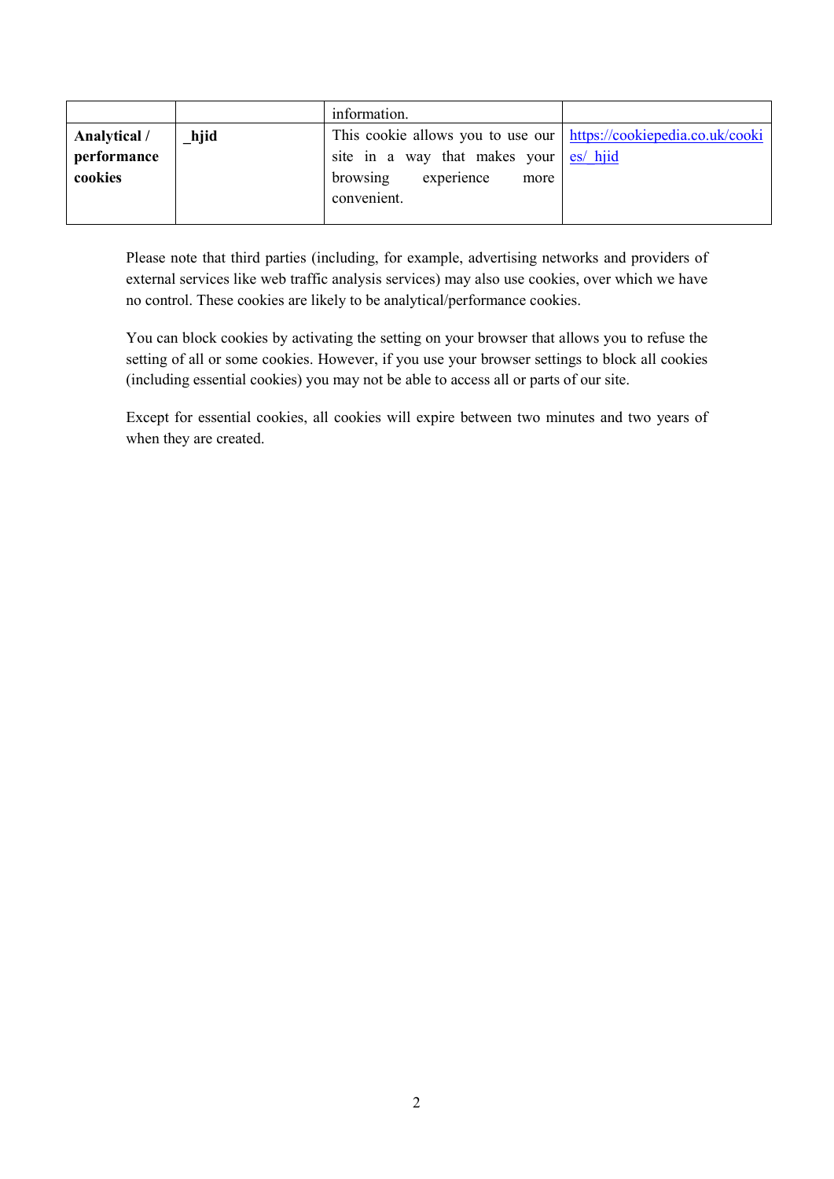| | | | |
|---|---|---|---|
| | | information. | |
| **Analytical / performance cookies** | **_hjid** | This cookie allows you to use our site in a way that makes your browsing experience more convenient. | https://cookiepedia.co.uk/cookies/_hjid |

Please note that third parties (including, for example, advertising networks and providers of external services like web traffic analysis services) may also use cookies, over which we have no control. These cookies are likely to be analytical/performance cookies.

You can block cookies by activating the setting on your browser that allows you to refuse the setting of all or some cookies. However, if you use your browser settings to block all cookies (including essential cookies) you may not be able to access all or parts of our site.

Except for essential cookies, all cookies will expire between two minutes and two years of when they are created.